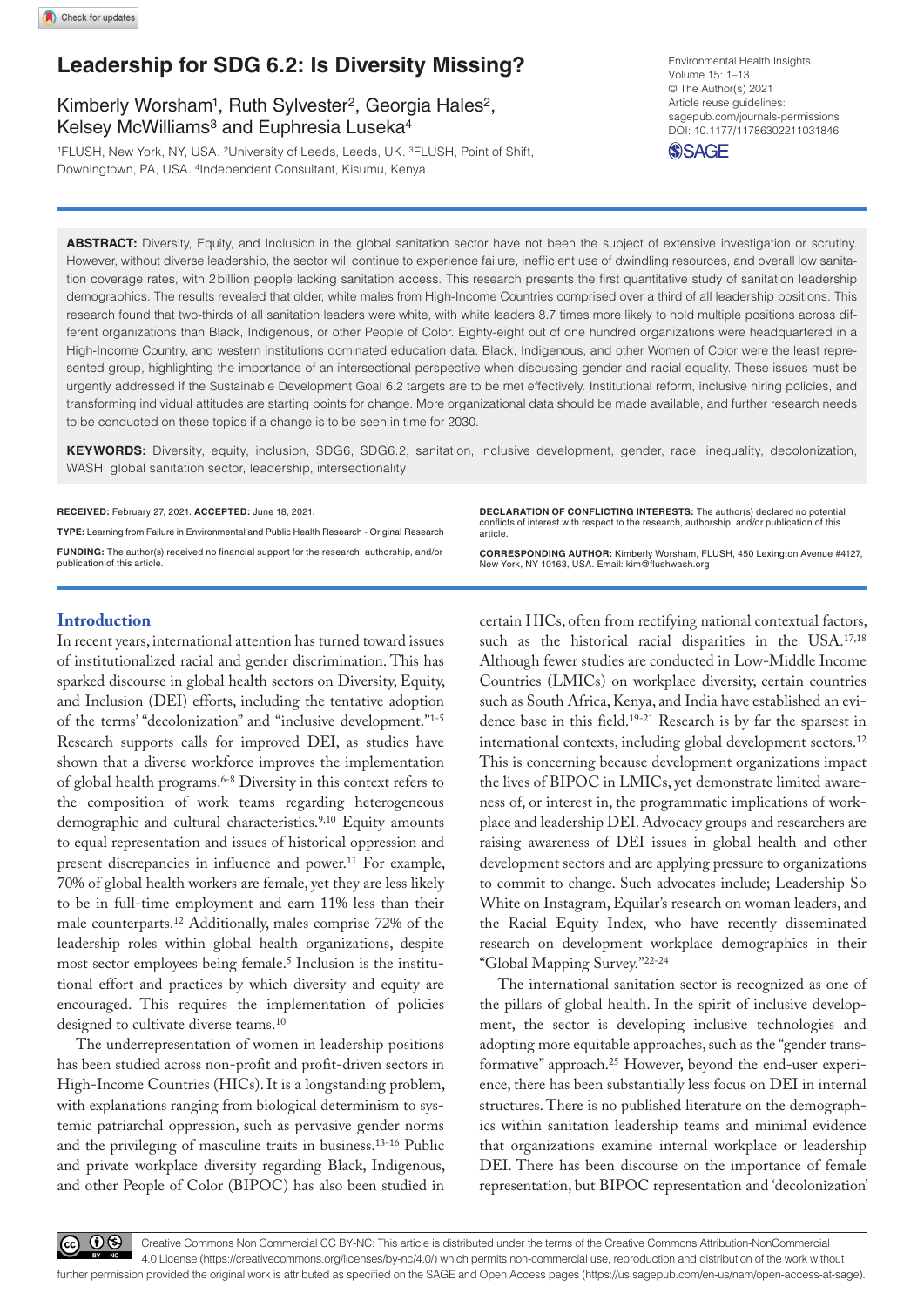# Leadership for SDG 6.2: Is Diversity Missing?

Kimberly Worsham[1], Ruth Sylvester[2], Georgia Hales[2], Kelsey McWilliams[3] and Euphresia Luseka[4]

[1]FLUSH, New York, NY, USA. [2]University of Leeds, Leeds, UK. [3]FLUSH, Point of Shift, Downingtown, PA, USA. [4]Independent Consultant, Kisumu, Kenya.

Environmental Health Insights
Volume 15: 1–13
© The Author(s) 2021
Article reuse guidelines:
sagepub.com/journals-permissions
DOI: 10.1177/11786302211031846

**ABSTRACT:** Diversity, Equity, and Inclusion in the global sanitation sector have not been the subject of extensive investigation or scrutiny. However, without diverse leadership, the sector will continue to experience failure, inefficient use of dwindling resources, and overall low sanitation coverage rates, with 2 billion people lacking sanitation access. This research presents the first quantitative study of sanitation leadership demographics. The results revealed that older, white males from High-Income Countries comprised over a third of all leadership positions. This research found that two-thirds of all sanitation leaders were white, with white leaders 8.7 times more likely to hold multiple positions across different organizations than Black, Indigenous, or other People of Color. Eighty-eight out of one hundred organizations were headquartered in a High-Income Country, and western institutions dominated education data. Black, Indigenous, and other Women of Color were the least represented group, highlighting the importance of an intersectional perspective when discussing gender and racial equality. These issues must be urgently addressed if the Sustainable Development Goal 6.2 targets are to be met effectively. Institutional reform, inclusive hiring policies, and transforming individual attitudes are starting points for change. More organizational data should be made available, and further research needs to be conducted on these topics if a change is to be seen in time for 2030.

**KEYWORDS:** Diversity, equity, inclusion, SDG6, SDG6.2, sanitation, inclusive development, gender, race, inequality, decolonization, WASH, global sanitation sector, leadership, intersectionality

**RECEIVED:** February 27, 2021. **ACCEPTED:** June 18, 2021.

**TYPE:** Learning from Failure in Environmental and Public Health Research - Original Research

**FUNDING:** The author(s) received no financial support for the research, authorship, and/or publication of this article.

**DECLARATION OF CONFLICTING INTERESTS:** The author(s) declared no potential conflicts of interest with respect to the research, authorship, and/or publication of this article.

**CORRESPONDING AUTHOR:** Kimberly Worsham, FLUSH, 450 Lexington Avenue #4127, New York, NY 10163, USA. Email: kim@flushwash.org

## Introduction

In recent years, international attention has turned toward issues of institutionalized racial and gender discrimination. This has sparked discourse in global health sectors on Diversity, Equity, and Inclusion (DEI) efforts, including the tentative adoption of the terms' "decolonization" and "inclusive development."[1-5] Research supports calls for improved DEI, as studies have shown that a diverse workforce improves the implementation of global health programs.[6-8] Diversity in this context refers to the composition of work teams regarding heterogeneous demographic and cultural characteristics.[9,10] Equity amounts to equal representation and issues of historical oppression and present discrepancies in influence and power.[11] For example, 70% of global health workers are female, yet they are less likely to be in full-time employment and earn 11% less than their male counterparts.[12] Additionally, males comprise 72% of the leadership roles within global health organizations, despite most sector employees being female.[5] Inclusion is the institutional effort and practices by which diversity and equity are encouraged. This requires the implementation of policies designed to cultivate diverse teams.[10]

The underrepresentation of women in leadership positions has been studied across non-profit and profit-driven sectors in High-Income Countries (HICs). It is a longstanding problem, with explanations ranging from biological determinism to systemic patriarchal oppression, such as pervasive gender norms and the privileging of masculine traits in business.[13-16] Public and private workplace diversity regarding Black, Indigenous, and other People of Color (BIPOC) has also been studied in certain HICs, often from rectifying national contextual factors, such as the historical racial disparities in the USA.[17,18] Although fewer studies are conducted in Low-Middle Income Countries (LMICs) on workplace diversity, certain countries such as South Africa, Kenya, and India have established an evidence base in this field.[19-21] Research is by far the sparsest in international contexts, including global development sectors.[12] This is concerning because development organizations impact the lives of BIPOC in LMICs, yet demonstrate limited awareness of, or interest in, the programmatic implications of workplace and leadership DEI. Advocacy groups and researchers are raising awareness of DEI issues in global health and other development sectors and are applying pressure to organizations to commit to change. Such advocates include; Leadership So White on Instagram, Equilar's research on woman leaders, and the Racial Equity Index, who have recently disseminated research on development workplace demographics in their "Global Mapping Survey."[22-24]

The international sanitation sector is recognized as one of the pillars of global health. In the spirit of inclusive development, the sector is developing inclusive technologies and adopting more equitable approaches, such as the "gender transformative" approach.[25] However, beyond the end-user experience, there has been substantially less focus on DEI in internal structures. There is no published literature on the demographics within sanitation leadership teams and minimal evidence that organizations examine internal workplace or leadership DEI. There has been discourse on the importance of female representation, but BIPOC representation and 'decolonization'

Creative Commons Non Commercial CC BY-NC: This article is distributed under the terms of the Creative Commons Attribution-NonCommercial 4.0 License (https://creativecommons.org/licenses/by-nc/4.0/) which permits non-commercial use, reproduction and distribution of the work without further permission provided the original work is attributed as specified on the SAGE and Open Access pages (https://us.sagepub.com/en-us/nam/open-access-at-sage).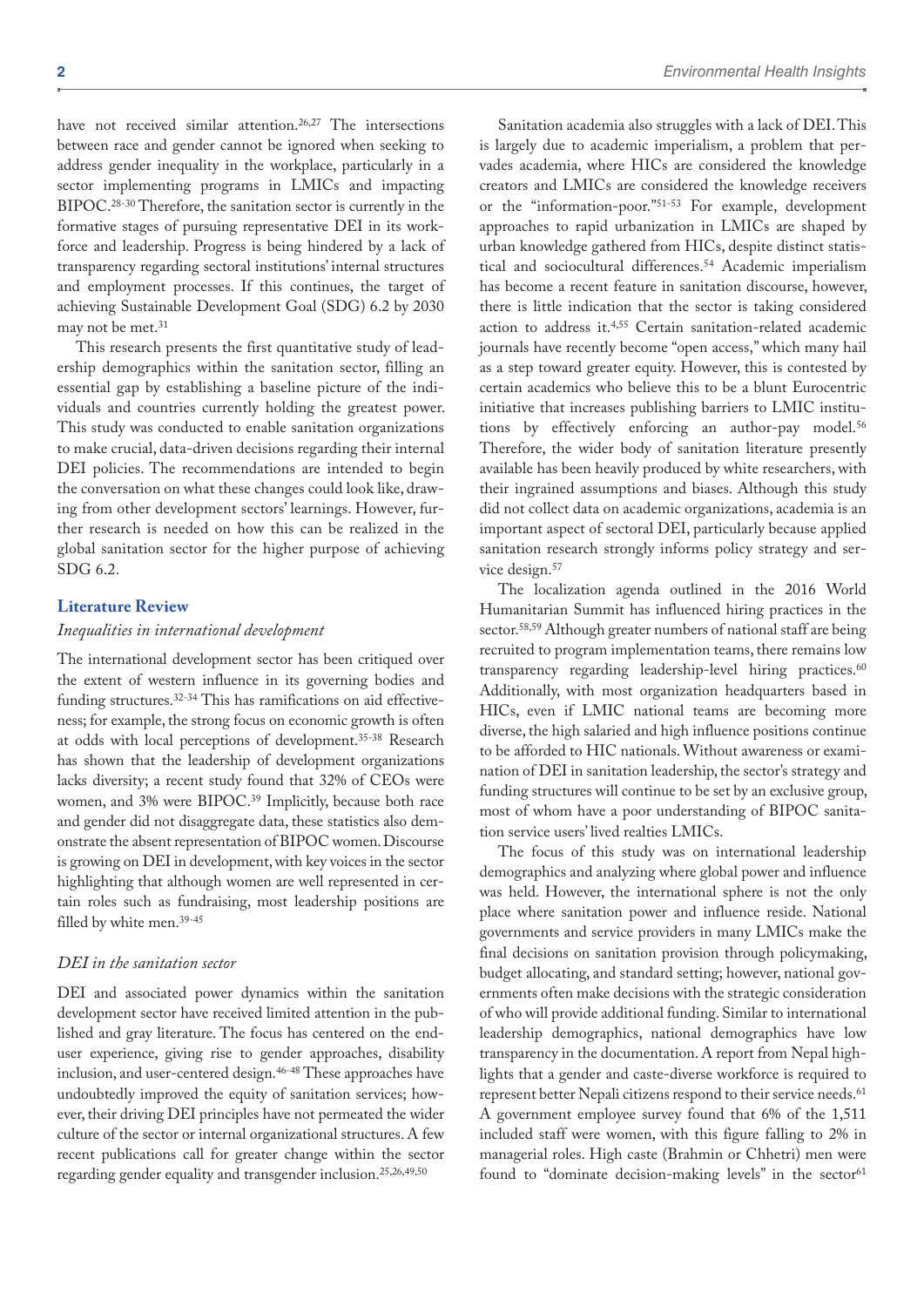have not received similar attention.[26,27] The intersections between race and gender cannot be ignored when seeking to address gender inequality in the workplace, particularly in a sector implementing programs in LMICs and impacting BIPOC.[28-30] Therefore, the sanitation sector is currently in the formative stages of pursuing representative DEI in its workforce and leadership. Progress is being hindered by a lack of transparency regarding sectoral institutions' internal structures and employment processes. If this continues, the target of achieving Sustainable Development Goal (SDG) 6.2 by 2030 may not be met.[31]

This research presents the first quantitative study of leadership demographics within the sanitation sector, filling an essential gap by establishing a baseline picture of the individuals and countries currently holding the greatest power. This study was conducted to enable sanitation organizations to make crucial, data-driven decisions regarding their internal DEI policies. The recommendations are intended to begin the conversation on what these changes could look like, drawing from other development sectors' learnings. However, further research is needed on how this can be realized in the global sanitation sector for the higher purpose of achieving SDG 6.2.

## Literature Review

### *Inequalities in international development*

The international development sector has been critiqued over the extent of western influence in its governing bodies and funding structures.[32-34] This has ramifications on aid effectiveness; for example, the strong focus on economic growth is often at odds with local perceptions of development.[35-38] Research has shown that the leadership of development organizations lacks diversity; a recent study found that 32% of CEOs were women, and 3% were BIPOC.[39] Implicitly, because both race and gender did not disaggregate data, these statistics also demonstrate the absent representation of BIPOC women. Discourse is growing on DEI in development, with key voices in the sector highlighting that although women are well represented in certain roles such as fundraising, most leadership positions are filled by white men.[39-45]

### *DEI in the sanitation sector*

DEI and associated power dynamics within the sanitation development sector have received limited attention in the published and gray literature. The focus has centered on the end-user experience, giving rise to gender approaches, disability inclusion, and user-centered design.[46-48] These approaches have undoubtedly improved the equity of sanitation services; however, their driving DEI principles have not permeated the wider culture of the sector or internal organizational structures. A few recent publications call for greater change within the sector regarding gender equality and transgender inclusion.[25,26,49,50]

Sanitation academia also struggles with a lack of DEI. This is largely due to academic imperialism, a problem that pervades academia, where HICs are considered the knowledge creators and LMICs are considered the knowledge receivers or the "information-poor."[51-53] For example, development approaches to rapid urbanization in LMICs are shaped by urban knowledge gathered from HICs, despite distinct statistical and sociocultural differences.[54] Academic imperialism has become a recent feature in sanitation discourse, however, there is little indication that the sector is taking considered action to address it.[4,55] Certain sanitation-related academic journals have recently become "open access," which many hail as a step toward greater equity. However, this is contested by certain academics who believe this to be a blunt Eurocentric initiative that increases publishing barriers to LMIC institutions by effectively enforcing an author-pay model.[56] Therefore, the wider body of sanitation literature presently available has been heavily produced by white researchers, with their ingrained assumptions and biases. Although this study did not collect data on academic organizations, academia is an important aspect of sectoral DEI, particularly because applied sanitation research strongly informs policy strategy and service design.[57]

The localization agenda outlined in the 2016 World Humanitarian Summit has influenced hiring practices in the sector.[58,59] Although greater numbers of national staff are being recruited to program implementation teams, there remains low transparency regarding leadership-level hiring practices.[60] Additionally, with most organization headquarters based in HICs, even if LMIC national teams are becoming more diverse, the high salaried and high influence positions continue to be afforded to HIC nationals. Without awareness or examination of DEI in sanitation leadership, the sector's strategy and funding structures will continue to be set by an exclusive group, most of whom have a poor understanding of BIPOC sanitation service users' lived realties LMICs.

The focus of this study was on international leadership demographics and analyzing where global power and influence was held. However, the international sphere is not the only place where sanitation power and influence reside. National governments and service providers in many LMICs make the final decisions on sanitation provision through policymaking, budget allocating, and standard setting; however, national governments often make decisions with the strategic consideration of who will provide additional funding. Similar to international leadership demographics, national demographics have low transparency in the documentation. A report from Nepal highlights that a gender and caste-diverse workforce is required to represent better Nepali citizens respond to their service needs.[61] A government employee survey found that 6% of the 1,511 included staff were women, with this figure falling to 2% in managerial roles. High caste (Brahmin or Chhetri) men were found to "dominate decision-making levels" in the sector[61]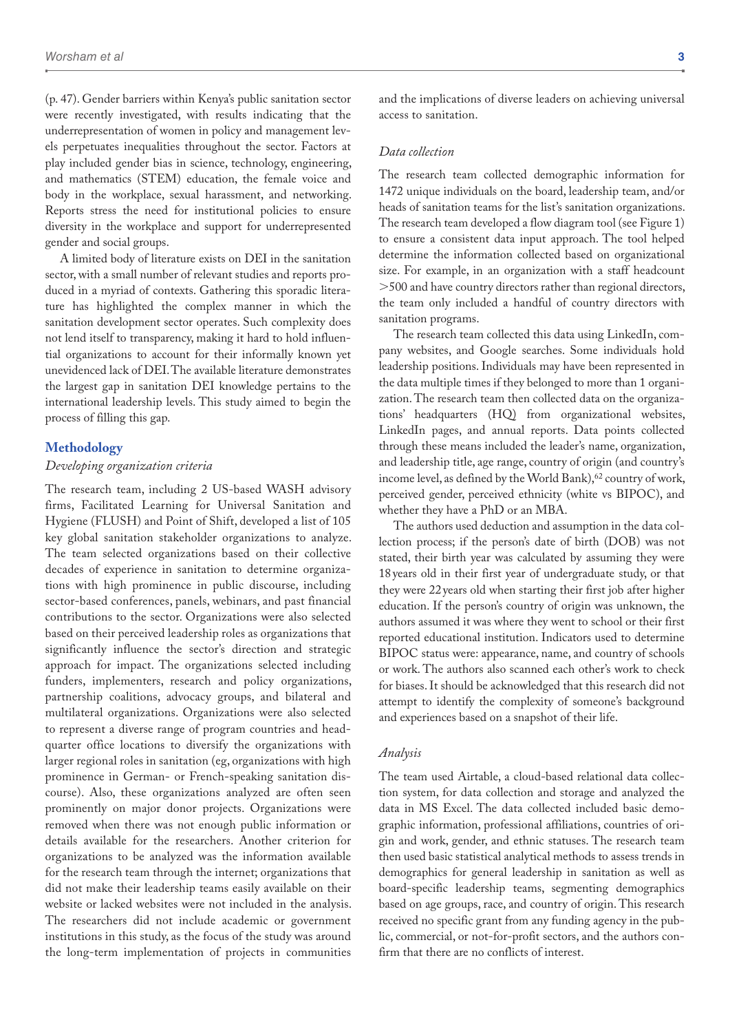(p. 47). Gender barriers within Kenya's public sanitation sector were recently investigated, with results indicating that the underrepresentation of women in policy and management levels perpetuates inequalities throughout the sector. Factors at play included gender bias in science, technology, engineering, and mathematics (STEM) education, the female voice and body in the workplace, sexual harassment, and networking. Reports stress the need for institutional policies to ensure diversity in the workplace and support for underrepresented gender and social groups.

A limited body of literature exists on DEI in the sanitation sector, with a small number of relevant studies and reports produced in a myriad of contexts. Gathering this sporadic literature has highlighted the complex manner in which the sanitation development sector operates. Such complexity does not lend itself to transparency, making it hard to hold influential organizations to account for their informally known yet unevidenced lack of DEI. The available literature demonstrates the largest gap in sanitation DEI knowledge pertains to the international leadership levels. This study aimed to begin the process of filling this gap.

## Methodology

### *Developing organization criteria*

The research team, including 2 US-based WASH advisory firms, Facilitated Learning for Universal Sanitation and Hygiene (FLUSH) and Point of Shift, developed a list of 105 key global sanitation stakeholder organizations to analyze. The team selected organizations based on their collective decades of experience in sanitation to determine organizations with high prominence in public discourse, including sector-based conferences, panels, webinars, and past financial contributions to the sector. Organizations were also selected based on their perceived leadership roles as organizations that significantly influence the sector's direction and strategic approach for impact. The organizations selected including funders, implementers, research and policy organizations, partnership coalitions, advocacy groups, and bilateral and multilateral organizations. Organizations were also selected to represent a diverse range of program countries and headquarter office locations to diversify the organizations with larger regional roles in sanitation (eg, organizations with high prominence in German- or French-speaking sanitation discourse). Also, these organizations analyzed are often seen prominently on major donor projects. Organizations were removed when there was not enough public information or details available for the researchers. Another criterion for organizations to be analyzed was the information available for the research team through the internet; organizations that did not make their leadership teams easily available on their website or lacked websites were not included in the analysis. The researchers did not include academic or government institutions in this study, as the focus of the study was around the long-term implementation of projects in communities and the implications of diverse leaders on achieving universal access to sanitation.

### *Data collection*

The research team collected demographic information for 1472 unique individuals on the board, leadership team, and/or heads of sanitation teams for the list's sanitation organizations. The research team developed a flow diagram tool (see Figure 1) to ensure a consistent data input approach. The tool helped determine the information collected based on organizational size. For example, in an organization with a staff headcount >500 and have country directors rather than regional directors, the team only included a handful of country directors with sanitation programs.

The research team collected this data using LinkedIn, company websites, and Google searches. Some individuals hold leadership positions. Individuals may have been represented in the data multiple times if they belonged to more than 1 organization. The research team then collected data on the organizations' headquarters (HQ) from organizational websites, LinkedIn pages, and annual reports. Data points collected through these means included the leader's name, organization, and leadership title, age range, country of origin (and country's income level, as defined by the World Bank),[62] country of work, perceived gender, perceived ethnicity (white vs BIPOC), and whether they have a PhD or an MBA.

The authors used deduction and assumption in the data collection process; if the person's date of birth (DOB) was not stated, their birth year was calculated by assuming they were 18 years old in their first year of undergraduate study, or that they were 22 years old when starting their first job after higher education. If the person's country of origin was unknown, the authors assumed it was where they went to school or their first reported educational institution. Indicators used to determine BIPOC status were: appearance, name, and country of schools or work. The authors also scanned each other's work to check for biases. It should be acknowledged that this research did not attempt to identify the complexity of someone's background and experiences based on a snapshot of their life.

### *Analysis*

The team used Airtable, a cloud-based relational data collection system, for data collection and storage and analyzed the data in MS Excel. The data collected included basic demographic information, professional affiliations, countries of origin and work, gender, and ethnic statuses. The research team then used basic statistical analytical methods to assess trends in demographics for general leadership in sanitation as well as board-specific leadership teams, segmenting demographics based on age groups, race, and country of origin. This research received no specific grant from any funding agency in the public, commercial, or not-for-profit sectors, and the authors confirm that there are no conflicts of interest.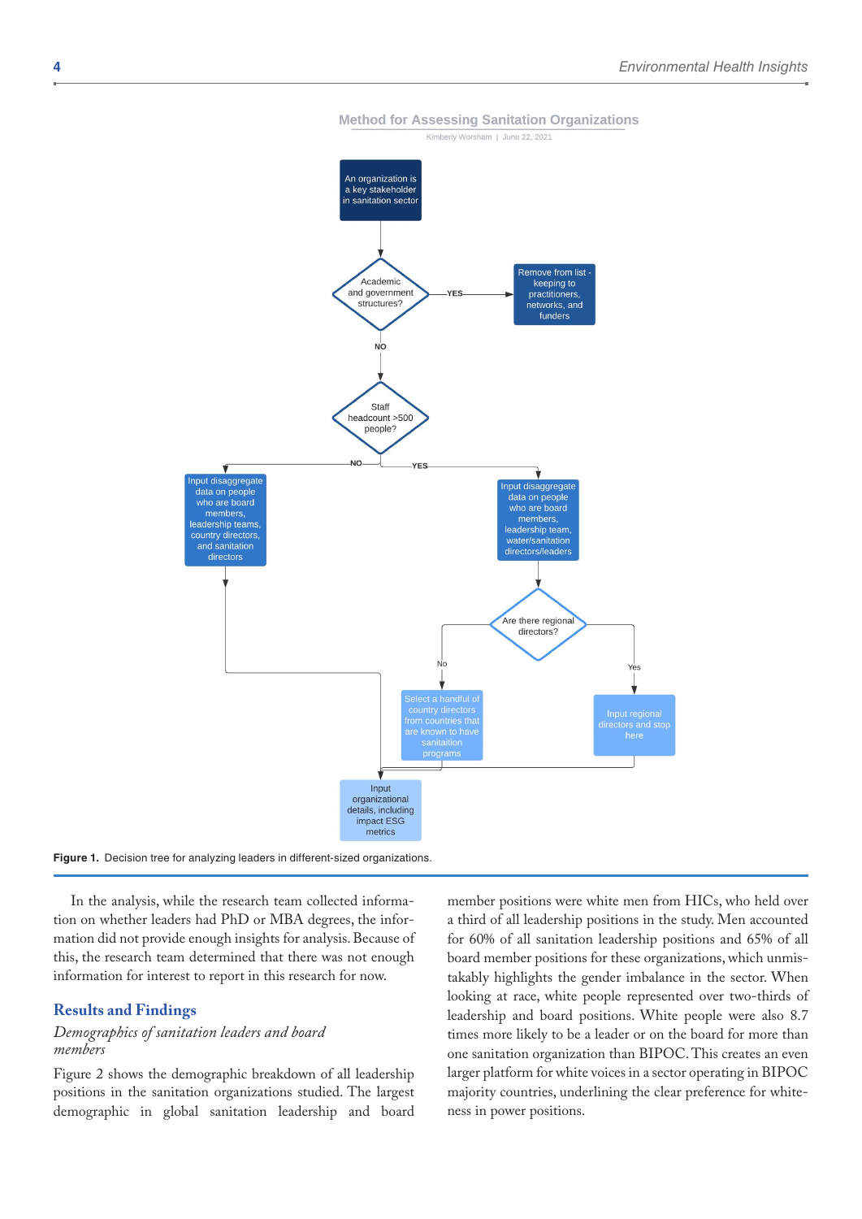**Method for Assessing Sanitation Organizations**

Kimberly Worsham | June 22, 2021

An organization is a key stakeholder in sanitation sector

Academic and government structures?

YES → Remove from list - keeping to practitioners, networks, and funders

NO

Staff headcount >500 people?

NO → Input disaggregate data on people who are board members, leadership teams, country directors, and sanitation directors

YES → Input disaggregate data on people who are board members, leadership team, water/sanitation directors/leaders

Are there regional directors?

No → Select a handful of country directors from countries that are known to have sanitation programs

Yes → Input regional directors and stop here

Input organizational details, including impact ESG metrics

Figure 1. Decision tree for analyzing leaders in different-sized organizations.

In the analysis, while the research team collected information on whether leaders had PhD or MBA degrees, the information did not provide enough insights for analysis. Because of this, the research team determined that there was not enough information for interest to report in this research for now.

## Results and Findings

### *Demographics of sanitation leaders and board members*

Figure 2 shows the demographic breakdown of all leadership positions in the sanitation organizations studied. The largest demographic in global sanitation leadership and board member positions were white men from HICs, who held over a third of all leadership positions in the study. Men accounted for 60% of all sanitation leadership positions and 65% of all board member positions for these organizations, which unmistakably highlights the gender imbalance in the sector. When looking at race, white people represented over two-thirds of leadership and board positions. White people were also 8.7 times more likely to be a leader or on the board for more than one sanitation organization than BIPOC. This creates an even larger platform for white voices in a sector operating in BIPOC majority countries, underlining the clear preference for whiteness in power positions.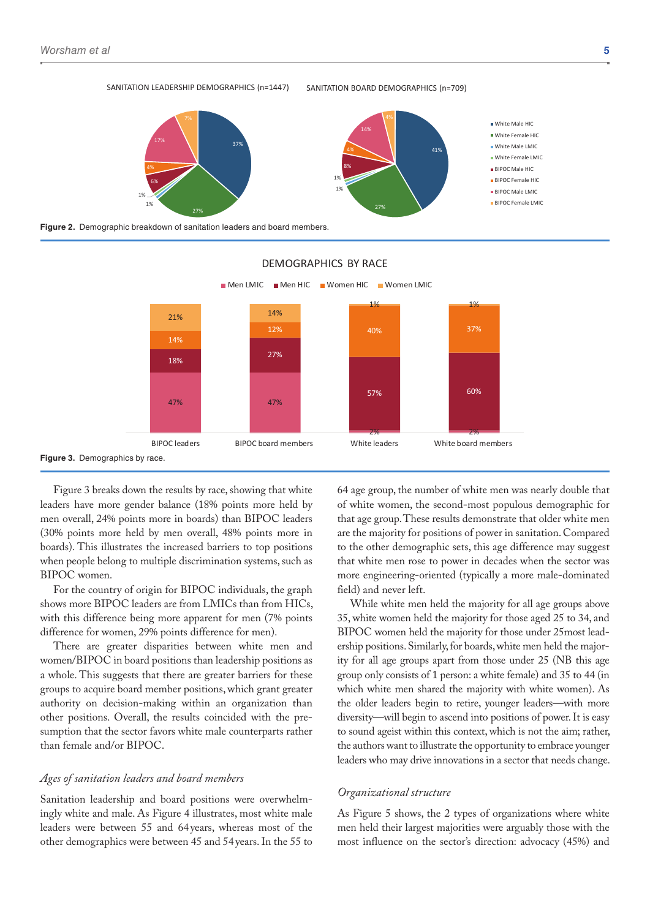**Figure 2.** Demographic breakdown of sanitation leaders and board members.

**Figure 3.** Demographics by race.

Figure 3 breaks down the results by race, showing that white leaders have more gender balance (18% points more held by men overall, 24% points more in boards) than BIPOC leaders (30% points more held by men overall, 48% points more in boards). This illustrates the increased barriers to top positions when people belong to multiple discrimination systems, such as BIPOC women.

For the country of origin for BIPOC individuals, the graph shows more BIPOC leaders are from LMICs than from HICs, with this difference being more apparent for men (7% points difference for women, 29% points difference for men).

There are greater disparities between white men and women/BIPOC in board positions than leadership positions as a whole. This suggests that there are greater barriers for these groups to acquire board member positions, which grant greater authority on decision-making within an organization than other positions. Overall, the results coincided with the presumption that the sector favors white male counterparts rather than female and/or BIPOC.

### *Ages of sanitation leaders and board members*

Sanitation leadership and board positions were overwhelmingly white and male. As Figure 4 illustrates, most white male leaders were between 55 and 64 years, whereas most of the other demographics were between 45 and 54 years. In the 55 to 64 age group, the number of white men was nearly double that of white women, the second-most populous demographic for that age group. These results demonstrate that older white men are the majority for positions of power in sanitation. Compared to the other demographic sets, this age difference may suggest that white men rose to power in decades when the sector was more engineering-oriented (typically a more male-dominated field) and never left.

While white men held the majority for all age groups above 35, white women held the majority for those aged 25 to 34, and BIPOC women held the majority for those under 25most leadership positions. Similarly, for boards, white men held the majority for all age groups apart from those under 25 (NB this age group only consists of 1 person: a white female) and 35 to 44 (in which white men shared the majority with white women). As the older leaders begin to retire, younger leaders—with more diversity—will begin to ascend into positions of power. It is easy to sound ageist within this context, which is not the aim; rather, the authors want to illustrate the opportunity to embrace younger leaders who may drive innovations in a sector that needs change.

### *Organizational structure*

As Figure 5 shows, the 2 types of organizations where white men held their largest majorities were arguably those with the most influence on the sector's direction: advocacy (45%) and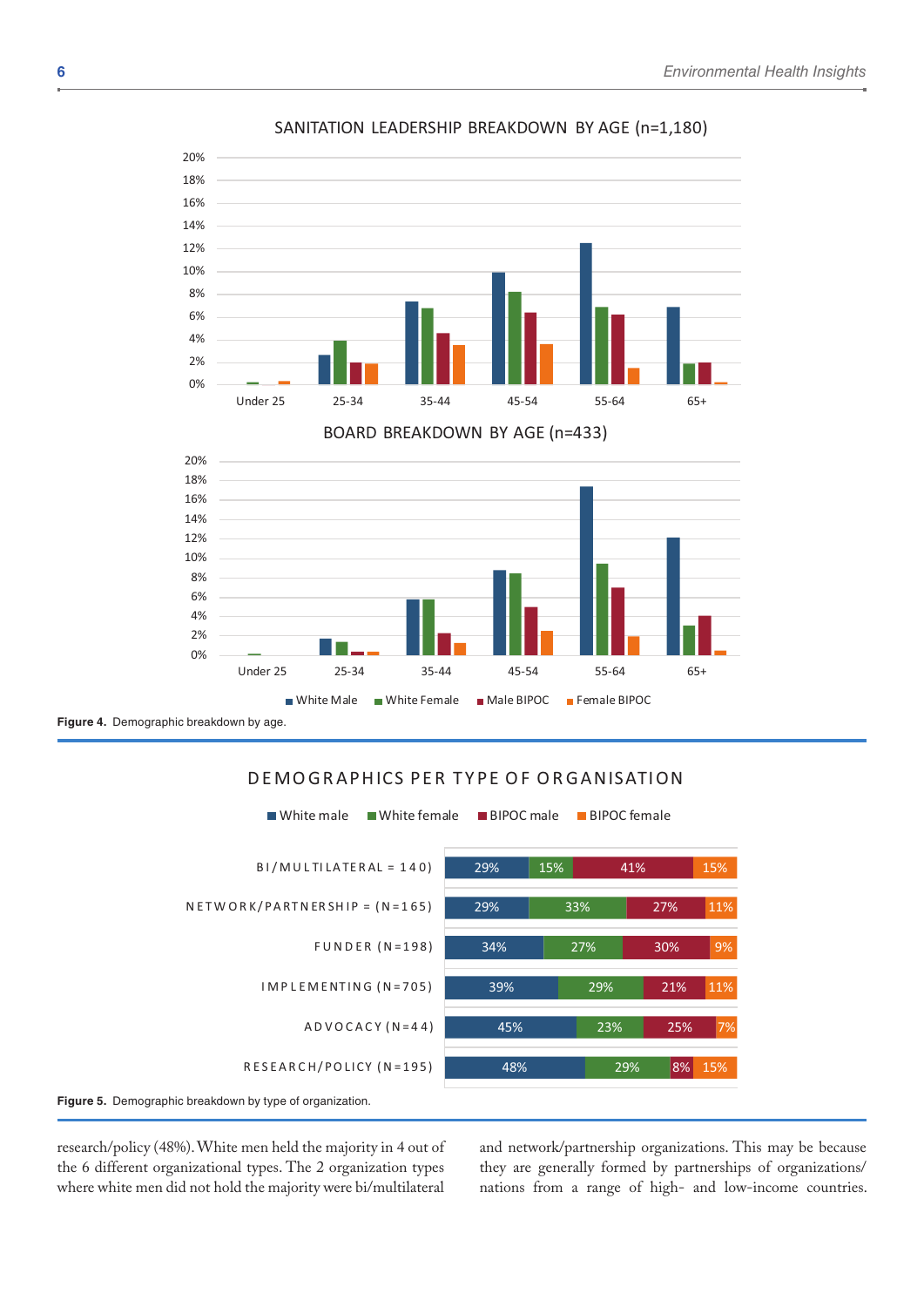Figure 4. Demographic breakdown by age.

| Organization type | White male | White female | BIPOC male | BIPOC female |
| --- | --- | --- | --- | --- |
| BI/MULTILATERAL = 140) | 29% | 15% | 41% | 15% |
| NETWORK/PARTNERSHIP = (N=165) | 29% | 33% | 27% | 11% |
| FUNDER (N=198) | 34% | 27% | 30% | 9% |
| IMPLEMENTING (N=705) | 39% | 29% | 21% | 11% |
| ADVOCACY (N=44) | 45% | 23% | 25% | 7% |
| RESEARCH/POLICY (N=195) | 48% | 29% | 8% | 15% |

Figure 5. Demographic breakdown by type of organization.

research/policy (48%). White men held the majority in 4 out of the 6 different organizational types. The 2 organization types where white men did not hold the majority were bi/multilateral and network/partnership organizations. This may be because they are generally formed by partnerships of organizations/nations from a range of high- and low-income countries.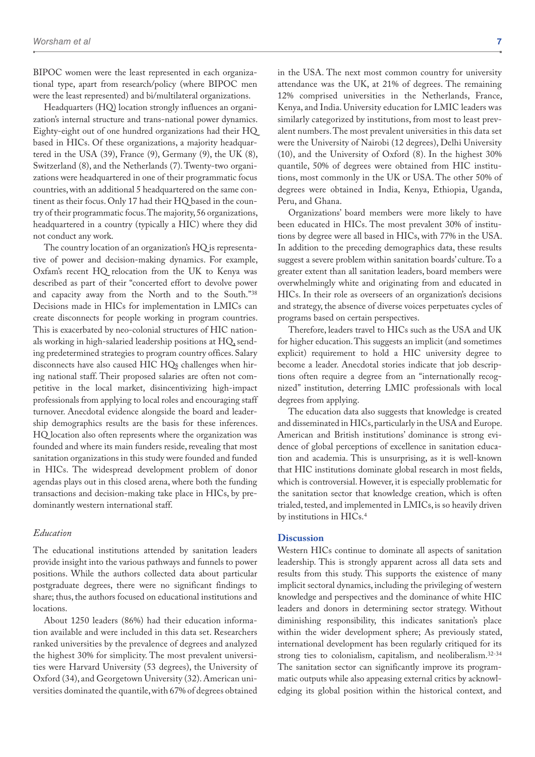BIPOC women were the least represented in each organizational type, apart from research/policy (where BIPOC men were the least represented) and bi/multilateral organizations.

Headquarters (HQ) location strongly influences an organization's internal structure and trans-national power dynamics. Eighty-eight out of one hundred organizations had their HQ based in HICs. Of these organizations, a majority headquartered in the USA (39), France (9), Germany (9), the UK (8), Switzerland (8), and the Netherlands (7). Twenty-two organizations were headquartered in one of their programmatic focus countries, with an additional 5 headquartered on the same continent as their focus. Only 17 had their HQ based in the country of their programmatic focus. The majority, 56 organizations, headquartered in a country (typically a HIC) where they did not conduct any work.

The country location of an organization's HQ is representative of power and decision-making dynamics. For example, Oxfam's recent HQ relocation from the UK to Kenya was described as part of their "concerted effort to devolve power and capacity away from the North and to the South."[38] Decisions made in HICs for implementation in LMICs can create disconnects for people working in program countries. This is exacerbated by neo-colonial structures of HIC nationals working in high-salaried leadership positions at HQ, sending predetermined strategies to program country offices. Salary disconnects have also caused HIC HQs challenges when hiring national staff. Their proposed salaries are often not competitive in the local market, disincentivizing high-impact professionals from applying to local roles and encouraging staff turnover. Anecdotal evidence alongside the board and leadership demographics results are the basis for these inferences. HQ location also often represents where the organization was founded and where its main funders reside, revealing that most sanitation organizations in this study were founded and funded in HICs. The widespread development problem of donor agendas plays out in this closed arena, where both the funding transactions and decision-making take place in HICs, by predominantly western international staff.

### *Education*

The educational institutions attended by sanitation leaders provide insight into the various pathways and funnels to power positions. While the authors collected data about particular postgraduate degrees, there were no significant findings to share; thus, the authors focused on educational institutions and locations.

About 1250 leaders (86%) had their education information available and were included in this data set. Researchers ranked universities by the prevalence of degrees and analyzed the highest 30% for simplicity. The most prevalent universities were Harvard University (53 degrees), the University of Oxford (34), and Georgetown University (32). American universities dominated the quantile, with 67% of degrees obtained in the USA. The next most common country for university attendance was the UK, at 21% of degrees. The remaining 12% comprised universities in the Netherlands, France, Kenya, and India. University education for LMIC leaders was similarly categorized by institutions, from most to least prevalent numbers. The most prevalent universities in this data set were the University of Nairobi (12 degrees), Delhi University (10), and the University of Oxford (8). In the highest 30% quantile, 50% of degrees were obtained from HIC institutions, most commonly in the UK or USA. The other 50% of degrees were obtained in India, Kenya, Ethiopia, Uganda, Peru, and Ghana.

Organizations' board members were more likely to have been educated in HICs. The most prevalent 30% of institutions by degree were all based in HICs, with 77% in the USA. In addition to the preceding demographics data, these results suggest a severe problem within sanitation boards' culture. To a greater extent than all sanitation leaders, board members were overwhelmingly white and originating from and educated in HICs. In their role as overseers of an organization's decisions and strategy, the absence of diverse voices perpetuates cycles of programs based on certain perspectives.

Therefore, leaders travel to HICs such as the USA and UK for higher education. This suggests an implicit (and sometimes explicit) requirement to hold a HIC university degree to become a leader. Anecdotal stories indicate that job descriptions often require a degree from an "internationally recognized" institution, deterring LMIC professionals with local degrees from applying.

The education data also suggests that knowledge is created and disseminated in HICs, particularly in the USA and Europe. American and British institutions' dominance is strong evidence of global perceptions of excellence in sanitation education and academia. This is unsurprising, as it is well-known that HIC institutions dominate global research in most fields, which is controversial. However, it is especially problematic for the sanitation sector that knowledge creation, which is often trialed, tested, and implemented in LMICs, is so heavily driven by institutions in HICs.[4]

## Discussion

Western HICs continue to dominate all aspects of sanitation leadership. This is strongly apparent across all data sets and results from this study. This supports the existence of many implicit sectoral dynamics, including the privileging of western knowledge and perspectives and the dominance of white HIC leaders and donors in determining sector strategy. Without diminishing responsibility, this indicates sanitation's place within the wider development sphere; As previously stated, international development has been regularly critiqued for its strong ties to colonialism, capitalism, and neoliberalism.[32-34] The sanitation sector can significantly improve its programmatic outputs while also appeasing external critics by acknowledging its global position within the historical context, and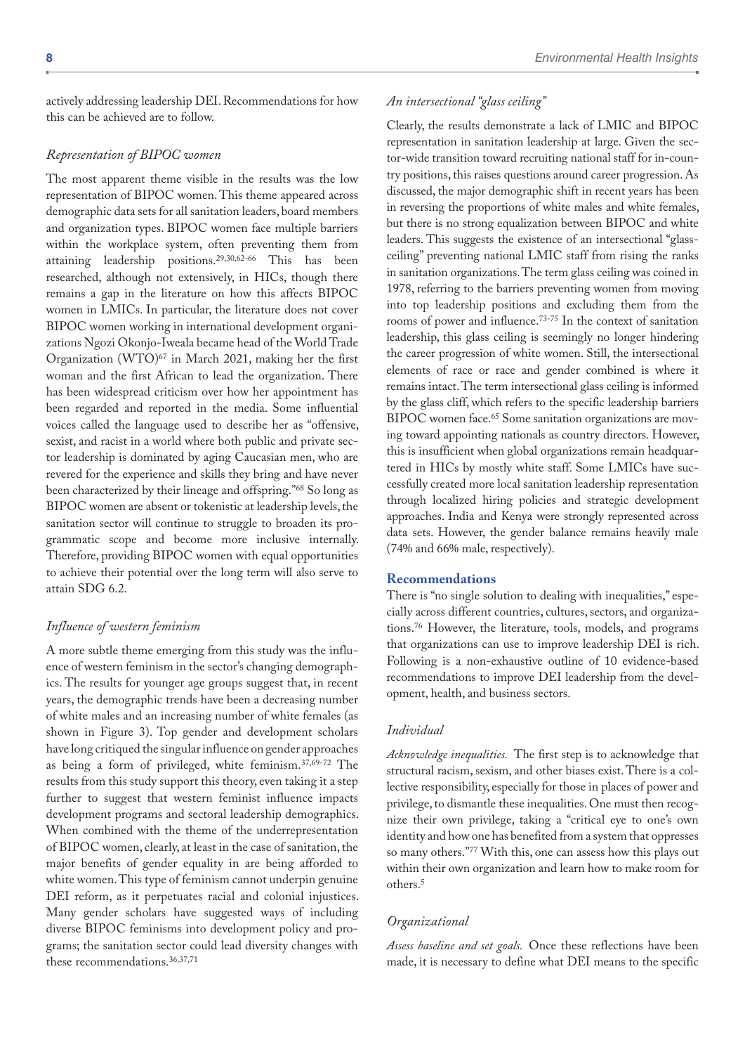actively addressing leadership DEI. Recommendations for how this can be achieved are to follow.

### *Representation of BIPOC women*

The most apparent theme visible in the results was the low representation of BIPOC women. This theme appeared across demographic data sets for all sanitation leaders, board members and organization types. BIPOC women face multiple barriers within the workplace system, often preventing them from attaining leadership positions.[29,30,62-66] This has been researched, although not extensively, in HICs, though there remains a gap in the literature on how this affects BIPOC women in LMICs. In particular, the literature does not cover BIPOC women working in international development organizations Ngozi Okonjo-Iweala became head of the World Trade Organization (WTO)[67] in March 2021, making her the first woman and the first African to lead the organization. There has been widespread criticism over how her appointment has been regarded and reported in the media. Some influential voices called the language used to describe her as "offensive, sexist, and racist in a world where both public and private sector leadership is dominated by aging Caucasian men, who are revered for the experience and skills they bring and have never been characterized by their lineage and offspring."[68] So long as BIPOC women are absent or tokenistic at leadership levels, the sanitation sector will continue to struggle to broaden its programmatic scope and become more inclusive internally. Therefore, providing BIPOC women with equal opportunities to achieve their potential over the long term will also serve to attain SDG 6.2.

### *Influence of western feminism*

A more subtle theme emerging from this study was the influence of western feminism in the sector's changing demographics. The results for younger age groups suggest that, in recent years, the demographic trends have been a decreasing number of white males and an increasing number of white females (as shown in Figure 3). Top gender and development scholars have long critiqued the singular influence on gender approaches as being a form of privileged, white feminism.[37,69-72] The results from this study support this theory, even taking it a step further to suggest that western feminist influence impacts development programs and sectoral leadership demographics. When combined with the theme of the underrepresentation of BIPOC women, clearly, at least in the case of sanitation, the major benefits of gender equality in are being afforded to white women. This type of feminism cannot underpin genuine DEI reform, as it perpetuates racial and colonial injustices. Many gender scholars have suggested ways of including diverse BIPOC feminisms into development policy and programs; the sanitation sector could lead diversity changes with these recommendations.[36,37,71]

### *An intersectional "glass ceiling"*

Clearly, the results demonstrate a lack of LMIC and BIPOC representation in sanitation leadership at large. Given the sector-wide transition toward recruiting national staff for in-country positions, this raises questions around career progression. As discussed, the major demographic shift in recent years has been in reversing the proportions of white males and white females, but there is no strong equalization between BIPOC and white leaders. This suggests the existence of an intersectional "glass-ceiling" preventing national LMIC staff from rising the ranks in sanitation organizations. The term glass ceiling was coined in 1978, referring to the barriers preventing women from moving into top leadership positions and excluding them from the rooms of power and influence.[73-75] In the context of sanitation leadership, this glass ceiling is seemingly no longer hindering the career progression of white women. Still, the intersectional elements of race or race and gender combined is where it remains intact. The term intersectional glass ceiling is informed by the glass cliff, which refers to the specific leadership barriers BIPOC women face.[65] Some sanitation organizations are moving toward appointing nationals as country directors. However, this is insufficient when global organizations remain headquartered in HICs by mostly white staff. Some LMICs have successfully created more local sanitation leadership representation through localized hiring policies and strategic development approaches. India and Kenya were strongly represented across data sets. However, the gender balance remains heavily male (74% and 66% male, respectively).

## Recommendations

There is "no single solution to dealing with inequalities," especially across different countries, cultures, sectors, and organizations.[76] However, the literature, tools, models, and programs that organizations can use to improve leadership DEI is rich. Following is a non-exhaustive outline of 10 evidence-based recommendations to improve DEI leadership from the development, health, and business sectors.

### *Individual*

*Acknowledge inequalities.* The first step is to acknowledge that structural racism, sexism, and other biases exist. There is a collective responsibility, especially for those in places of power and privilege, to dismantle these inequalities. One must then recognize their own privilege, taking a "critical eye to one's own identity and how one has benefited from a system that oppresses so many others."[77] With this, one can assess how this plays out within their own organization and learn how to make room for others.[5]

### *Organizational*

*Assess baseline and set goals.* Once these reflections have been made, it is necessary to define what DEI means to the specific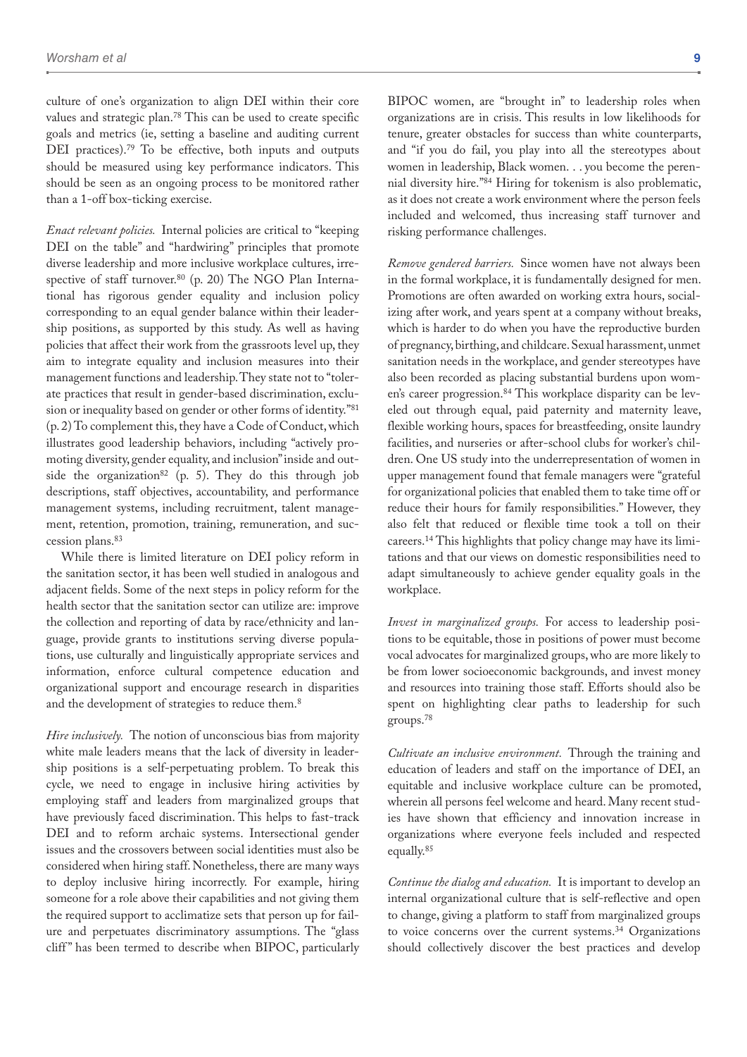culture of one's organization to align DEI within their core values and strategic plan.[78] This can be used to create specific goals and metrics (ie, setting a baseline and auditing current DEI practices).[79] To be effective, both inputs and outputs should be measured using key performance indicators. This should be seen as an ongoing process to be monitored rather than a 1-off box-ticking exercise.

*Enact relevant policies.* Internal policies are critical to "keeping DEI on the table" and "hardwiring" principles that promote diverse leadership and more inclusive workplace cultures, irrespective of staff turnover.[80] (p. 20) The NGO Plan International has rigorous gender equality and inclusion policy corresponding to an equal gender balance within their leadership positions, as supported by this study. As well as having policies that affect their work from the grassroots level up, they aim to integrate equality and inclusion measures into their management functions and leadership. They state not to "tolerate practices that result in gender-based discrimination, exclusion or inequality based on gender or other forms of identity."[81] (p. 2) To complement this, they have a Code of Conduct, which illustrates good leadership behaviors, including "actively promoting diversity, gender equality, and inclusion" inside and outside the organization[82] (p. 5). They do this through job descriptions, staff objectives, accountability, and performance management systems, including recruitment, talent management, retention, promotion, training, remuneration, and succession plans.[83]

While there is limited literature on DEI policy reform in the sanitation sector, it has been well studied in analogous and adjacent fields. Some of the next steps in policy reform for the health sector that the sanitation sector can utilize are: improve the collection and reporting of data by race/ethnicity and language, provide grants to institutions serving diverse populations, use culturally and linguistically appropriate services and information, enforce cultural competence education and organizational support and encourage research in disparities and the development of strategies to reduce them.[8]

*Hire inclusively.* The notion of unconscious bias from majority white male leaders means that the lack of diversity in leadership positions is a self-perpetuating problem. To break this cycle, we need to engage in inclusive hiring activities by employing staff and leaders from marginalized groups that have previously faced discrimination. This helps to fast-track DEI and to reform archaic systems. Intersectional gender issues and the crossovers between social identities must also be considered when hiring staff. Nonetheless, there are many ways to deploy inclusive hiring incorrectly. For example, hiring someone for a role above their capabilities and not giving them the required support to acclimatize sets that person up for failure and perpetuates discriminatory assumptions. The "glass cliff" has been termed to describe when BIPOC, particularly BIPOC women, are "brought in" to leadership roles when organizations are in crisis. This results in low likelihoods for tenure, greater obstacles for success than white counterparts, and "if you do fail, you play into all the stereotypes about women in leadership, Black women. . . you become the perennial diversity hire."[84] Hiring for tokenism is also problematic, as it does not create a work environment where the person feels included and welcomed, thus increasing staff turnover and risking performance challenges.

*Remove gendered barriers.* Since women have not always been in the formal workplace, it is fundamentally designed for men. Promotions are often awarded on working extra hours, socializing after work, and years spent at a company without breaks, which is harder to do when you have the reproductive burden of pregnancy, birthing, and childcare. Sexual harassment, unmet sanitation needs in the workplace, and gender stereotypes have also been recorded as placing substantial burdens upon women's career progression.[84] This workplace disparity can be leveled out through equal, paid paternity and maternity leave, flexible working hours, spaces for breastfeeding, onsite laundry facilities, and nurseries or after-school clubs for worker's children. One US study into the underrepresentation of women in upper management found that female managers were "grateful for organizational policies that enabled them to take time off or reduce their hours for family responsibilities." However, they also felt that reduced or flexible time took a toll on their careers.[14] This highlights that policy change may have its limitations and that our views on domestic responsibilities need to adapt simultaneously to achieve gender equality goals in the workplace.

*Invest in marginalized groups.* For access to leadership positions to be equitable, those in positions of power must become vocal advocates for marginalized groups, who are more likely to be from lower socioeconomic backgrounds, and invest money and resources into training those staff. Efforts should also be spent on highlighting clear paths to leadership for such groups.[78]

*Cultivate an inclusive environment.* Through the training and education of leaders and staff on the importance of DEI, an equitable and inclusive workplace culture can be promoted, wherein all persons feel welcome and heard. Many recent studies have shown that efficiency and innovation increase in organizations where everyone feels included and respected equally.[85]

*Continue the dialog and education.* It is important to develop an internal organizational culture that is self-reflective and open to change, giving a platform to staff from marginalized groups to voice concerns over the current systems.[34] Organizations should collectively discover the best practices and develop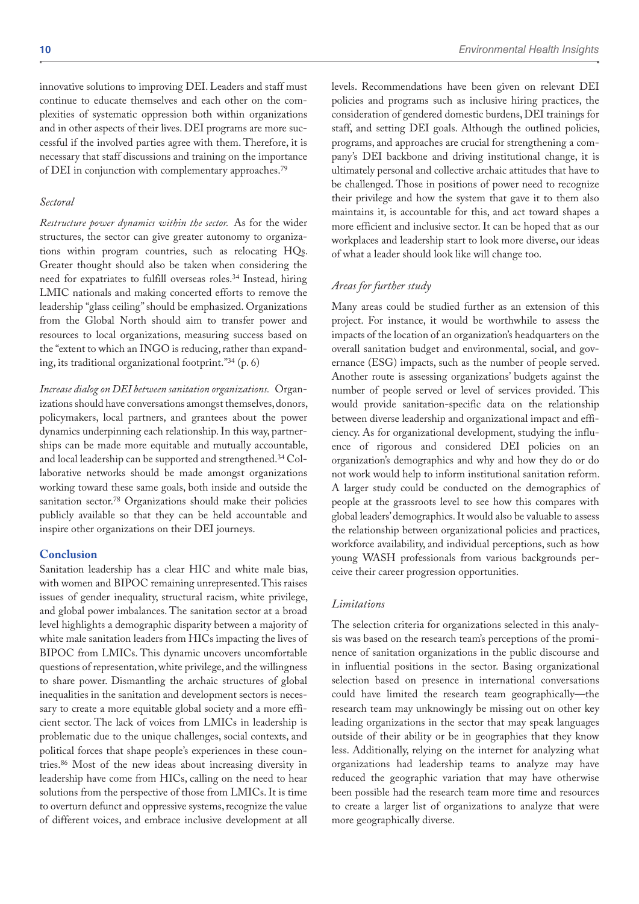innovative solutions to improving DEI. Leaders and staff must continue to educate themselves and each other on the complexities of systematic oppression both within organizations and in other aspects of their lives. DEI programs are more successful if the involved parties agree with them. Therefore, it is necessary that staff discussions and training on the importance of DEI in conjunction with complementary approaches.[79]

### *Sectoral*

*Restructure power dynamics within the sector.* As for the wider structures, the sector can give greater autonomy to organizations within program countries, such as relocating HQs. Greater thought should also be taken when considering the need for expatriates to fulfill overseas roles.[34] Instead, hiring LMIC nationals and making concerted efforts to remove the leadership "glass ceiling" should be emphasized. Organizations from the Global North should aim to transfer power and resources to local organizations, measuring success based on the "extent to which an INGO is reducing, rather than expanding, its traditional organizational footprint."[34] (p. 6)

*Increase dialog on DEI between sanitation organizations.* Organizations should have conversations amongst themselves, donors, policymakers, local partners, and grantees about the power dynamics underpinning each relationship. In this way, partnerships can be made more equitable and mutually accountable, and local leadership can be supported and strengthened.[34] Collaborative networks should be made amongst organizations working toward these same goals, both inside and outside the sanitation sector.[78] Organizations should make their policies publicly available so that they can be held accountable and inspire other organizations on their DEI journeys.

## Conclusion

Sanitation leadership has a clear HIC and white male bias, with women and BIPOC remaining unrepresented. This raises issues of gender inequality, structural racism, white privilege, and global power imbalances. The sanitation sector at a broad level highlights a demographic disparity between a majority of white male sanitation leaders from HICs impacting the lives of BIPOC from LMICs. This dynamic uncovers uncomfortable questions of representation, white privilege, and the willingness to share power. Dismantling the archaic structures of global inequalities in the sanitation and development sectors is necessary to create a more equitable global society and a more efficient sector. The lack of voices from LMICs in leadership is problematic due to the unique challenges, social contexts, and political forces that shape people's experiences in these countries.[86] Most of the new ideas about increasing diversity in leadership have come from HICs, calling on the need to hear solutions from the perspective of those from LMICs. It is time to overturn defunct and oppressive systems, recognize the value of different voices, and embrace inclusive development at all levels. Recommendations have been given on relevant DEI policies and programs such as inclusive hiring practices, the consideration of gendered domestic burdens, DEI trainings for staff, and setting DEI goals. Although the outlined policies, programs, and approaches are crucial for strengthening a company's DEI backbone and driving institutional change, it is ultimately personal and collective archaic attitudes that have to be challenged. Those in positions of power need to recognize their privilege and how the system that gave it to them also maintains it, is accountable for this, and act toward shapes a more efficient and inclusive sector. It can be hoped that as our workplaces and leadership start to look more diverse, our ideas of what a leader should look like will change too.

### *Areas for further study*

Many areas could be studied further as an extension of this project. For instance, it would be worthwhile to assess the impacts of the location of an organization's headquarters on the overall sanitation budget and environmental, social, and governance (ESG) impacts, such as the number of people served. Another route is assessing organizations' budgets against the number of people served or level of services provided. This would provide sanitation-specific data on the relationship between diverse leadership and organizational impact and efficiency. As for organizational development, studying the influence of rigorous and considered DEI policies on an organization's demographics and why and how they do or do not work would help to inform institutional sanitation reform. A larger study could be conducted on the demographics of people at the grassroots level to see how this compares with global leaders' demographics. It would also be valuable to assess the relationship between organizational policies and practices, workforce availability, and individual perceptions, such as how young WASH professionals from various backgrounds perceive their career progression opportunities.

### *Limitations*

The selection criteria for organizations selected in this analysis was based on the research team's perceptions of the prominence of sanitation organizations in the public discourse and in influential positions in the sector. Basing organizational selection based on presence in international conversations could have limited the research team geographically—the research team may unknowingly be missing out on other key leading organizations in the sector that may speak languages outside of their ability or be in geographies that they know less. Additionally, relying on the internet for analyzing what organizations had leadership teams to analyze may have reduced the geographic variation that may have otherwise been possible had the research team more time and resources to create a larger list of organizations to analyze that were more geographically diverse.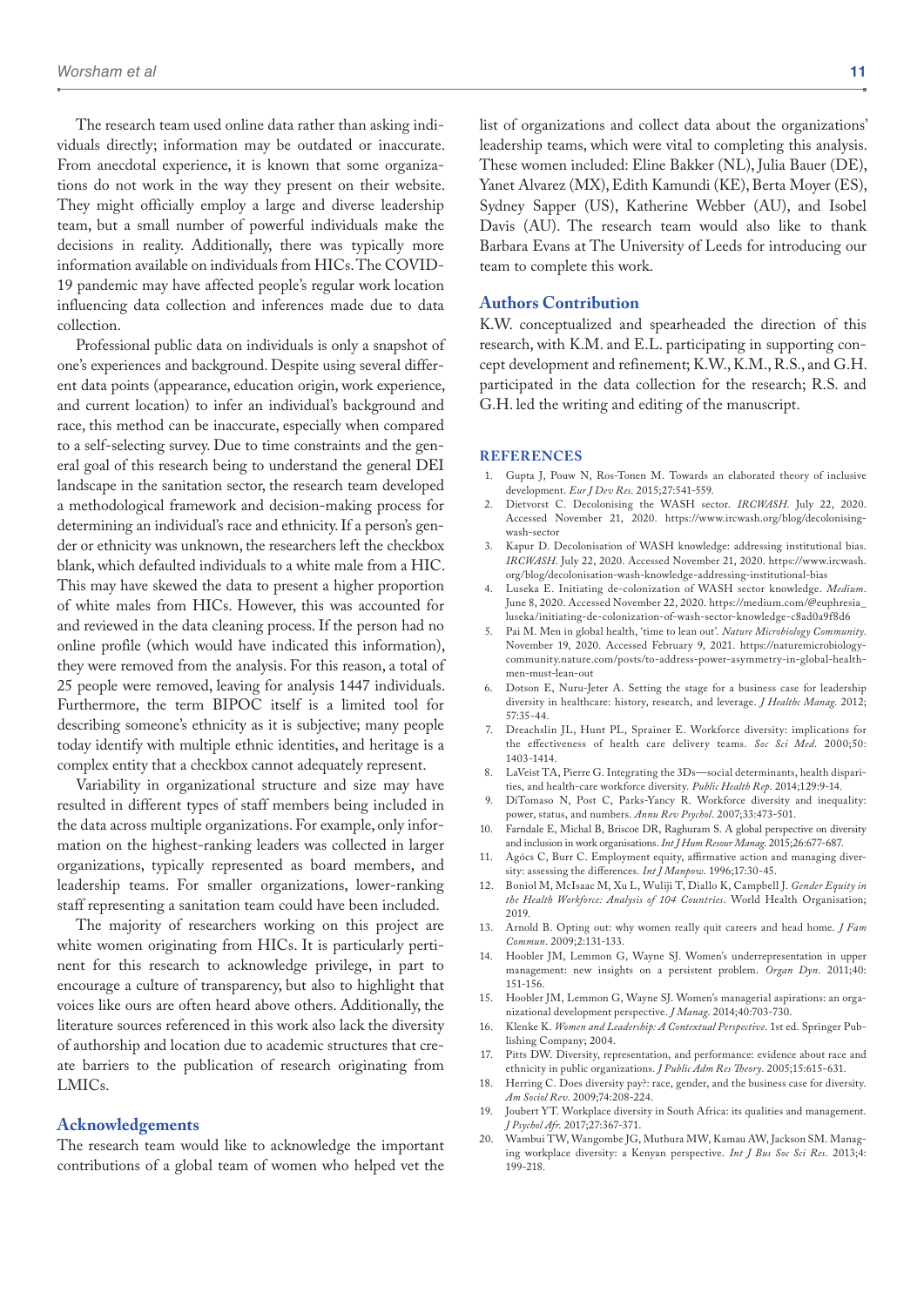The research team used online data rather than asking individuals directly; information may be outdated or inaccurate. From anecdotal experience, it is known that some organizations do not work in the way they present on their website. They might officially employ a large and diverse leadership team, but a small number of powerful individuals make the decisions in reality. Additionally, there was typically more information available on individuals from HICs. The COVID-19 pandemic may have affected people's regular work location influencing data collection and inferences made due to data collection.

Professional public data on individuals is only a snapshot of one's experiences and background. Despite using several different data points (appearance, education origin, work experience, and current location) to infer an individual's background and race, this method can be inaccurate, especially when compared to a self-selecting survey. Due to time constraints and the general goal of this research being to understand the general DEI landscape in the sanitation sector, the research team developed a methodological framework and decision-making process for determining an individual's race and ethnicity. If a person's gender or ethnicity was unknown, the researchers left the checkbox blank, which defaulted individuals to a white male from a HIC. This may have skewed the data to present a higher proportion of white males from HICs. However, this was accounted for and reviewed in the data cleaning process. If the person had no online profile (which would have indicated this information), they were removed from the analysis. For this reason, a total of 25 people were removed, leaving for analysis 1447 individuals. Furthermore, the term BIPOC itself is a limited tool for describing someone's ethnicity as it is subjective; many people today identify with multiple ethnic identities, and heritage is a complex entity that a checkbox cannot adequately represent.

Variability in organizational structure and size may have resulted in different types of staff members being included in the data across multiple organizations. For example, only information on the highest-ranking leaders was collected in larger organizations, typically represented as board members, and leadership teams. For smaller organizations, lower-ranking staff representing a sanitation team could have been included.

The majority of researchers working on this project are white women originating from HICs. It is particularly pertinent for this research to acknowledge privilege, in part to encourage a culture of transparency, but also to highlight that voices like ours are often heard above others. Additionally, the literature sources referenced in this work also lack the diversity of authorship and location due to academic structures that create barriers to the publication of research originating from LMICs.

## Acknowledgements

The research team would like to acknowledge the important contributions of a global team of women who helped vet the list of organizations and collect data about the organizations' leadership teams, which were vital to completing this analysis. These women included: Eline Bakker (NL), Julia Bauer (DE), Yanet Alvarez (MX), Edith Kamundi (KE), Berta Moyer (ES), Sydney Sapper (US), Katherine Webber (AU), and Isobel Davis (AU). The research team would also like to thank Barbara Evans at The University of Leeds for introducing our team to complete this work.

## Authors Contribution

K.W. conceptualized and spearheaded the direction of this research, with K.M. and E.L. participating in supporting concept development and refinement; K.W., K.M., R.S., and G.H. participated in the data collection for the research; R.S. and G.H. led the writing and editing of the manuscript.

## REFERENCES

1. Gupta J, Pouw N, Ros-Tonen M. Towards an elaborated theory of inclusive development. *Eur J Dev Res*. 2015;27:541-559.
2. Dietvorst C. Decolonising the WASH sector. *IRCWASH*. July 22, 2020. Accessed November 21, 2020. https://www.ircwash.org/blog/decolonising-wash-sector
3. Kapur D. Decolonisation of WASH knowledge: addressing institutional bias. *IRCWASH*. July 22, 2020. Accessed November 21, 2020. https://www.ircwash.org/blog/decolonisation-wash-knowledge-addressing-institutional-bias
4. Luseka E. Initiating de-colonization of WASH sector knowledge. *Medium*. June 8, 2020. Accessed November 22, 2020. https://medium.com/@euphresia_luseka/initiating-de-colonization-of-wash-sector-knowledge-c8ad0a9f8d6
5. Pai M. Men in global health, 'time to lean out'. *Nature Microbiology Community*. November 19, 2020. Accessed February 9, 2021. https://naturemicrobiologycommunity.nature.com/posts/to-address-power-asymmetry-in-global-health-men-must-lean-out
6. Dotson E, Nuru-Jeter A. Setting the stage for a business case for leadership diversity in healthcare: history, research, and leverage. *J Healthc Manag*. 2012;57:35-44.
7. Dreachslin JL, Hunt PL, Sprainer E. Workforce diversity: implications for the effectiveness of health care delivery teams. *Soc Sci Med*. 2000;50:1403-1414.
8. LaVeist TA, Pierre G. Integrating the 3Ds—social determinants, health disparities, and health-care workforce diversity. *Public Health Rep*. 2014;129:9-14.
9. DiTomaso N, Post C, Parks-Yancy R. Workforce diversity and inequality: power, status, and numbers. *Annu Rev Psychol*. 2007;33:473-501.
10. Farndale E, Michal B, Briscoe DR, Raghuram S. A global perspective on diversity and inclusion in work organisations. *Int J Hum Resour Manag*. 2015;26:677-687.
11. Agócs C, Burr C. Employment equity, affirmative action and managing diversity: assessing the differences. *Int J Manpow*. 1996;17:30-45.
12. Boniol M, McIsaac M, Xu L, Wuliji T, Diallo K, Campbell J. *Gender Equity in the Health Workforce: Analysis of 104 Countries*. World Health Organisation; 2019.
13. Arnold B. Opting out: why women really quit careers and head home. *J Fam Commun*. 2009;2:131-133.
14. Hoobler JM, Lemmon G, Wayne SJ. Women's underrepresentation in upper management: new insights on a persistent problem. *Organ Dyn*. 2011;40:151-156.
15. Hoobler JM, Lemmon G, Wayne SJ. Women's managerial aspirations: an organizational development perspective. *J Manag*. 2014;40:703-730.
16. Klenke K. *Women and Leadership: A Contextual Perspective*. 1st ed. Springer Publishing Company; 2004.
17. Pitts DW. Diversity, representation, and performance: evidence about race and ethnicity in public organizations. *J Public Adm Res Theory*. 2005;15:615-631.
18. Herring C. Does diversity pay?: race, gender, and the business case for diversity. *Am Sociol Rev*. 2009;74:208-224.
19. Joubert YT. Workplace diversity in South Africa: its qualities and management. *J Psychol Afr*. 2017;27:367-371.
20. Wambui TW, Wangombe JG, Muthura MW, Kamau AW, Jackson SM. Managing workplace diversity: a Kenyan perspective. *Int J Bus Soc Sci Res*. 2013;4:199-218.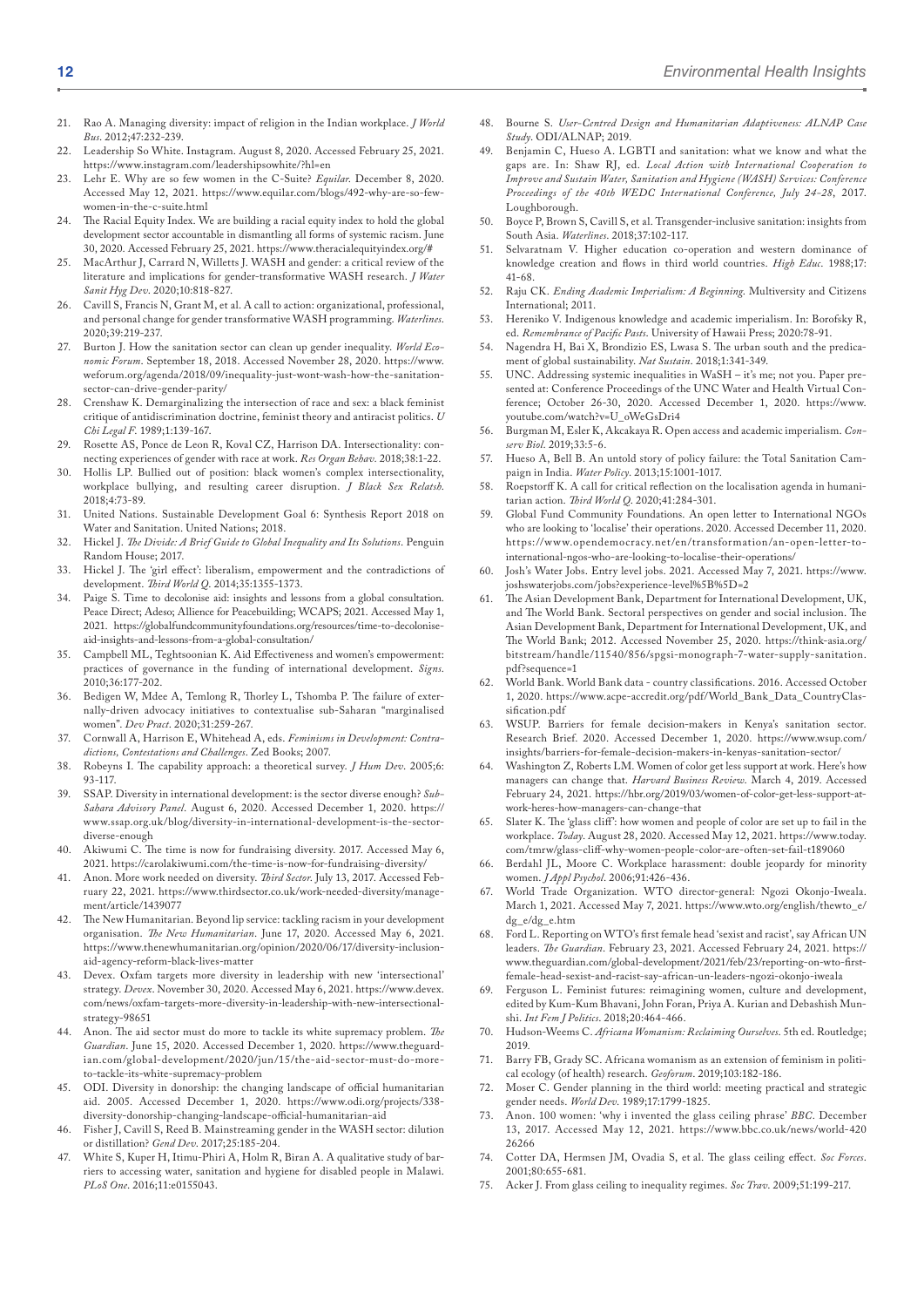21. Rao A. Managing diversity: impact of religion in the Indian workplace. *J World Bus*. 2012;47:232-239.
22. Leadership So White. Instagram. August 8, 2020. Accessed February 25, 2021. https://www.instagram.com/leadershipsowhite/?hl=en
23. Lehr E. Why are so few women in the C-Suite? *Equilar*. December 8, 2020. Accessed May 12, 2021. https://www.equilar.com/blogs/492-why-are-so-few-women-in-the-c-suite.html
24. The Racial Equity Index. We are building a racial equity index to hold the global development sector accountable in dismantling all forms of systemic racism. June 30, 2020. Accessed February 25, 2021. https://www.theracialequityindex.org/#
25. MacArthur J, Carrard N, Willetts J. WASH and gender: a critical review of the literature and implications for gender-transformative WASH research. *J Water Sanit Hyg Dev*. 2020;10:818-827.
26. Cavill S, Francis N, Grant M, et al. A call to action: organizational, professional, and personal change for gender transformative WASH programming. *Waterlines*. 2020;39:219-237.
27. Burton J. How the sanitation sector can clean up gender inequality. *World Economic Forum*. September 18, 2018. Accessed November 28, 2020. https://www.weforum.org/agenda/2018/09/inequality-just-wont-wash-how-the-sanitation-sector-can-drive-gender-parity/
28. Crenshaw K. Demarginalizing the intersection of race and sex: a black feminist critique of antidiscrimination doctrine, feminist theory and antiracist politics. *U Chi Legal F*. 1989;1:139-167.
29. Rosette AS, Ponce de Leon R, Koval CZ, Harrison DA. Intersectionality: connecting experiences of gender with race at work. *Res Organ Behav*. 2018;38:1-22.
30. Hollis LP. Bullied out of position: black women's complex intersectionality, workplace bullying, and resulting career disruption. *J Black Sex Relatsh*. 2018;4:73-89.
31. United Nations. Sustainable Development Goal 6: Synthesis Report 2018 on Water and Sanitation. United Nations; 2018.
32. Hickel J. *The Divide: A Brief Guide to Global Inequality and Its Solutions*. Penguin Random House; 2017.
33. Hickel J. The 'girl effect': liberalism, empowerment and the contradictions of development. *Third World Q*. 2014;35:1355-1373.
34. Paige S. Time to decolonise aid: insights and lessons from a global consultation. Peace Direct; Adeso; Allience for Peacebuilding; WCAPS; 2021. Accessed May 1, 2021. https://globalfundcommunityfoundations.org/resources/time-to-decolonise-aid-insights-and-lessons-from-a-global-consultation/
35. Campbell ML, Teghtsoonian K. Aid Effectiveness and women's empowerment: practices of governance in the funding of international development. *Signs*. 2010;36:177-202.
36. Bedigen W, Mdee A, Temlong R, Thorley L, Tshomba P. The failure of externally-driven advocacy initiatives to contextualise sub-Saharan "marginalised women". *Dev Pract*. 2020;31:259-267.
37. Cornwall A, Harrison E, Whitehead A, eds. *Feminisms in Development: Contradictions, Contestations and Challenges*. Zed Books; 2007.
38. Robeyns I. The capability approach: a theoretical survey. *J Hum Dev*. 2005;6:93-117.
39. SSAP. Diversity in international development: is the sector diverse enough? *Sub-Sahara Advisory Panel*. August 6, 2020. Accessed December 1, 2020. https://www.ssap.org.uk/blog/diversity-in-international-development-is-the-sector-diverse-enough
40. Akiwumi C. The time is now for fundraising diversity. 2017. Accessed May 6, 2021. https://carolakiwumi.com/the-time-is-now-for-fundraising-diversity/
41. Anon. More work needed on diversity. *Third Sector*. July 13, 2017. Accessed February 22, 2021. https://www.thirdsector.co.uk/work-needed-diversity/management/article/1439077
42. The New Humanitarian. Beyond lip service: tackling racism in your development organisation. *The New Humanitarian*. June 17, 2020. Accessed May 6, 2021. https://www.thenewhumanitarian.org/opinion/2020/06/17/diversity-inclusion-aid-agency-reform-black-lives-matter
43. Devex. Oxfam targets more diversity in leadership with new 'intersectional' strategy. *Devex*. November 30, 2020. Accessed May 6, 2021. https://www.devex.com/news/oxfam-targets-more-diversity-in-leadership-with-new-intersectional-strategy-98651
44. Anon. The aid sector must do more to tackle its white supremacy problem. *The Guardian*. June 15, 2020. Accessed December 1, 2020. https://www.theguardian.com/global-development/2020/jun/15/the-aid-sector-must-do-more-to-tackle-its-white-supremacy-problem
45. ODI. Diversity in donorship: the changing landscape of official humanitarian aid. 2005. Accessed December 1, 2020. https://www.odi.org/projects/338-diversity-donorship-changing-landscape-official-humanitarian-aid
46. Fisher J, Cavill S, Reed B. Mainstreaming gender in the WASH sector: dilution or distillation? *Gend Dev*. 2017;25:185-204.
47. White S, Kuper H, Itimu-Phiri A, Holm R, Biran A. A qualitative study of barriers to accessing water, sanitation and hygiene for disabled people in Malawi. *PLoS One*. 2016;11:e0155043.
48. Bourne S. *User-Centred Design and Humanitarian Adaptiveness: ALNAP Case Study*. ODI/ALNAP; 2019.
49. Benjamin C, Hueso A. LGBTI and sanitation: what we know and what the gaps are. In: Shaw RJ, ed. *Local Action with International Cooperation to Improve and Sustain Water, Sanitation and Hygiene (WASH) Services: Conference Proceedings of the 40th WEDC International Conference, July 24-28*, 2017. Loughborough.
50. Boyce P, Brown S, Cavill S, et al. Transgender-inclusive sanitation: insights from South Asia. *Waterlines*. 2018;37:102-117.
51. Selvaratnam V. Higher education co-operation and western dominance of knowledge creation and flows in third world countries. *High Educ*. 1988;17:41-68.
52. Raju CK. *Ending Academic Imperialism: A Beginning*. Multiversity and Citizens International; 2011.
53. Hereniko V. Indigenous knowledge and academic imperialism. In: Borofsky R, ed. *Remembrance of Pacific Pasts*. University of Hawaii Press; 2020:78-91.
54. Nagendra H, Bai X, Brondizio ES, Lwasa S. The urban south and the predicament of global sustainability. *Nat Sustain*. 2018;1:341-349.
55. UNC. Addressing systemic inequalities in WaSH – it's me; not you. Paper presented at: Conference Proceedings of the UNC Water and Health Virtual Conference; October 26-30, 2020. Accessed December 1, 2020. https://www.youtube.com/watch?v=U_oWeGsDri4
56. Burgman M, Esler K, Akcakaya R. Open access and academic imperialism. *Conserv Biol*. 2019;33:5-6.
57. Hueso A, Bell B. An untold story of policy failure: the Total Sanitation Campaign in India. *Water Policy*. 2013;15:1001-1017.
58. Roepstorff K. A call for critical reflection on the localisation agenda in humanitarian action. *Third World Q*. 2020;41:284-301.
59. Global Fund Community Foundations. An open letter to International NGOs who are looking to 'localise' their operations. 2020. Accessed December 11, 2020. https://www.opendemocracy.net/en/transformation/an-open-letter-to-international-ngos-who-are-looking-to-localise-their-operations/
60. Josh's Water Jobs. Entry level jobs. 2021. Accessed May 7, 2021. https://www.joshswaterjobs.com/jobs?experience-level%5B%5D=2
61. The Asian Development Bank, Department for International Development, UK, and The World Bank. Sectoral perspectives on gender and social inclusion. The Asian Development Bank, Department for International Development, UK, and The World Bank; 2012. Accessed November 25, 2020. https://think-asia.org/bitstream/handle/11540/856/spgsi-monograph-7-water-supply-sanitation.pdf?sequence=1
62. World Bank. World Bank data - country classifications. 2016. Accessed October 1, 2020. https://www.acpe-accredit.org/pdf/World_Bank_Data_CountryClassification.pdf
63. WSUP. Barriers for female decision-makers in Kenya's sanitation sector. Research Brief. 2020. Accessed December 1, 2020. https://www.wsup.com/insights/barriers-for-female-decision-makers-in-kenyas-sanitation-sector/
64. Washington Z, Roberts LM. Women of color get less support at work. Here's how managers can change that. *Harvard Business Review*. March 4, 2019. Accessed February 24, 2021. https://hbr.org/2019/03/women-of-color-get-less-support-at-work-heres-how-managers-can-change-that
65. Slater K. The 'glass cliff': how women and people of color are set up to fail in the workplace. *Today*. August 28, 2020. Accessed May 12, 2021. https://www.today.com/tmrw/glass-cliff-why-women-people-color-are-often-set-fail-t189060
66. Berdahl JL, Moore C. Workplace harassment: double jeopardy for minority women. *J Appl Psychol*. 2006;91:426-436.
67. World Trade Organization. WTO director-general: Ngozi Okonjo-Iweala. March 1, 2021. Accessed May 7, 2021. https://www.wto.org/english/thewto_e/dg_e/dg_e.htm
68. Ford L. Reporting on WTO's first female head 'sexist and racist', say African UN leaders. *The Guardian*. February 23, 2021. Accessed February 24, 2021. https://www.theguardian.com/global-development/2021/feb/23/reporting-on-wto-first-female-head-sexist-and-racist-say-african-un-leaders-ngozi-okonjo-iweala
69. Ferguson L. Feminist futures: reimagining women, culture and development, edited by Kum-Kum Bhavani, John Foran, Priya A. Kurian and Debashish Munshi. *Int Fem J Politics*. 2018;20:464-466.
70. Hudson-Weems C. *Africana Womanism: Reclaiming Ourselves*. 5th ed. Routledge; 2019.
71. Barry FB, Grady SC. Africana womanism as an extension of feminism in political ecology (of health) research. *Geoforum*. 2019;103:182-186.
72. Moser C. Gender planning in the third world: meeting practical and strategic gender needs. *World Dev*. 1989;17:1799-1825.
73. Anon. 100 women: 'why i invented the glass ceiling phrase' *BBC*. December 13, 2017. Accessed May 12, 2021. https://www.bbc.co.uk/news/world-42026266
74. Cotter DA, Hermsen JM, Ovadia S, et al. The glass ceiling effect. *Soc Forces*. 2001;80:655-681.
75. Acker J. From glass ceiling to inequality regimes. *Soc Trav*. 2009;51:199-217.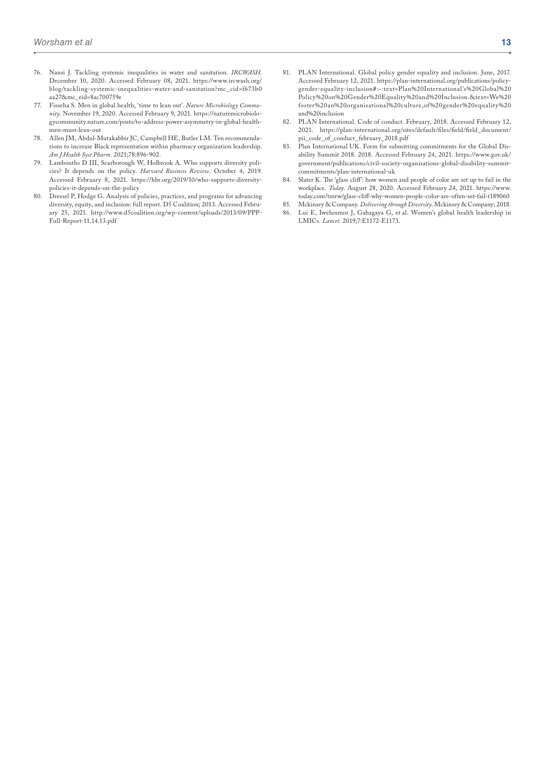76. Nansi J. Tackling systemic inequalities in water and sanitation. *IRCWASH*. December 10, 2020. Accessed February 08, 2021. https://www.ircwash.org/blog/tackling-systemic-inequalities-water-and-sanitation?mc_cid=f673b0aa27&mc_eid=8ac700759e
77. Fisseha S. Men in global health, 'time to lean out'. *Nature Microbiology Community*. November 19, 2020. Accessed February 9, 2021. https://naturemicrobiologycommunity.nature.com/posts/to-address-power-asymmetry-in-global-health-men-must-lean-out
78. Allen JM, Abdul-Mutakabbir JC, Campbell HE, Butler LM. Ten recommendations to increase Black representation within pharmacy organization leadership. *Am J Health Syst Pharm*. 2021;78:896-902.
79. Lambouths D III, Scarborough W, Holbrook A. Who supports diversity policies? It depends on the policy. *Harvard Business Review*. October 4, 2019. Accessed February 8, 2021. https://hbr.org/2019/10/who-supports-diversity-policies-it-depends-on-the-policy
80. Dressel P, Hodge G. Analysis of policies, practices, and programs for advancing diversity, equity, and inclusion: full report. D5 Coalition; 2013. Accessed February 25, 2021. http://www.d5coalition.org/wp-content/uploads/2013/09/PPP-Full-Report-11.14.13.pdf
81. PLAN International. Global policy gender equality and inclusion. June, 2017. Accessed February 12, 2021. https://plan-international.org/publications/policy-gender-equality-inclusion#:~:text=Plan%20International's%20Global%20Policy%20on%20Gender%20Equality%20and%20Inclusion.&text=We%20foster%20an%20organisational%20culture,of%20gender%20equality%20and%20inclusion
82. PLAN International. Code of conduct. February, 2018. Accessed February 12, 2021. https://plan-international.org/sites/default/files/field/field_document/pii_code_of_conduct_february_2018.pdf
83. Plan International UK. Form for submitting commitments for the Global Disability Summit 2018. 2018. Accessed February 24, 2021. https://www.gov.uk/government/publications/civil-society-organisations-global-disability-summit-commitments/plan-international-uk
84. Slater K. The 'glass cliff': how women and people of color are set up to fail in the workplace. *Today*. August 28, 2020. Accessed February 24, 2021. https://www.today.com/tmrw/glass-cliff-why-women-people-color-are-often-set-fail-t189060
85. Mckinsey & Company. *Delivering through Diversity*. Mckinsey & Company; 2018.
86. Lui E, Iwelunmor J, Gabagaya G, et al. Women's global health leadership in LMICs. *Lancet*. 2019;7:E1172-E1173.